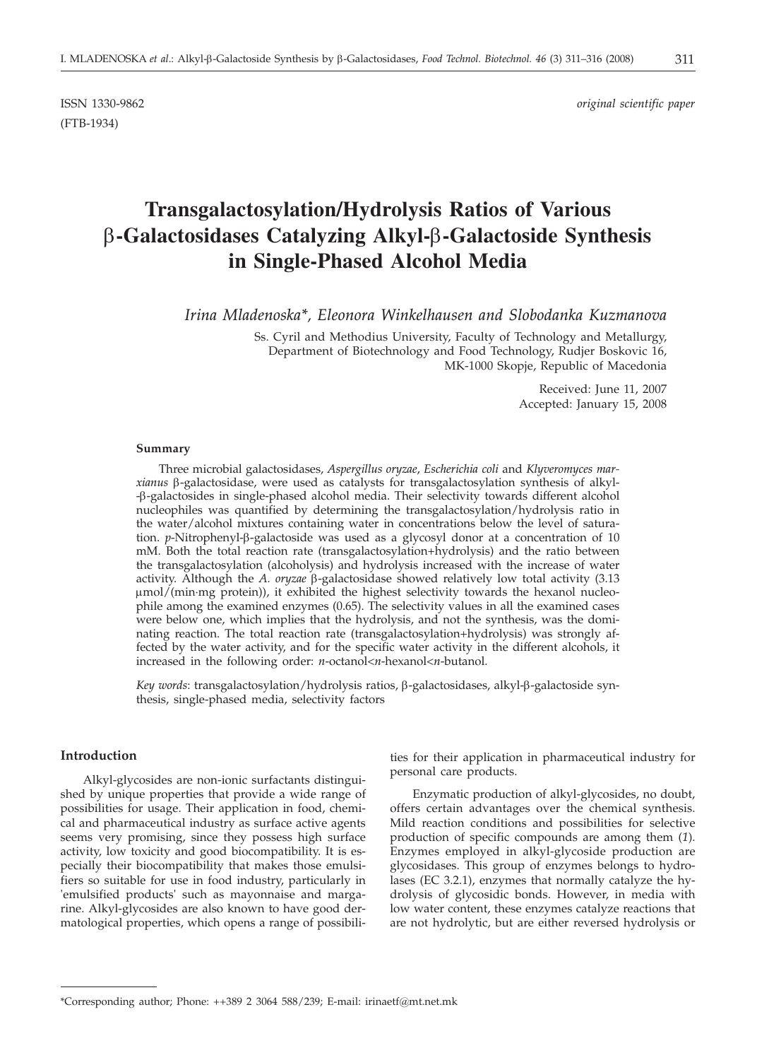ISSN 1330-9862 *original scientific paper*

(FTB-1934)

# Transgalactosylation/Hydrolysis Ratios of Various β-Galactosidases Catalyzing Alkyl-β-Galactoside Synthesis in Single-Phased Alcohol Media

*Irina Mladenoska\*, Eleonora Winkelhausen and Slobodanka Kuzmanova*

Ss. Cyril and Methodius University, Faculty of Technology and Metallurgy, Department of Biotechnology and Food Technology, Rudjer Boskovic 16, MK-1000 Skopje, Republic of Macedonia

Received: June 11, 2007
Accepted: January 15, 2008

### Summary

Three microbial galactosidases, *Aspergillus oryzae*, *Escherichia coli* and *Klyveromyces marxianus* β-galactosidase, were used as catalysts for transgalactosylation synthesis of alkyl-β-galactosides in single-phased alcohol media. Their selectivity towards different alcohol nucleophiles was quantified by determining the transgalactosylation/hydrolysis ratio in the water/alcohol mixtures containing water in concentrations below the level of saturation. *p*-Nitrophenyl-β-galactoside was used as a glycosyl donor at a concentration of 10 mM. Both the total reaction rate (transgalactosylation+hydrolysis) and the ratio between the transgalactosylation (alcoholysis) and hydrolysis increased with the increase of water activity. Although the *A. oryzae* β-galactosidase showed relatively low total activity (3.13 μmol/(min·mg protein)), it exhibited the highest selectivity towards the hexanol nucleophile among the examined enzymes (0.65). The selectivity values in all the examined cases were below one, which implies that the hydrolysis, and not the synthesis, was the dominating reaction. The total reaction rate (transgalactosylation+hydrolysis) was strongly affected by the water activity, and for the specific water activity in the different alcohols, it increased in the following order: *n*-octanol<*n*-hexanol<*n*-butanol.

*Key words*: transgalactosylation/hydrolysis ratios, β-galactosidases, alkyl-β-galactoside synthesis, single-phased media, selectivity factors

## Introduction

Alkyl-glycosides are non-ionic surfactants distinguished by unique properties that provide a wide range of possibilities for usage. Their application in food, chemical and pharmaceutical industry as surface active agents seems very promising, since they possess high surface activity, low toxicity and good biocompatibility. It is especially their biocompatibility that makes those emulsifiers so suitable for use in food industry, particularly in 'emulsified products' such as mayonnaise and margarine. Alkyl-glycosides are also known to have good dermatological properties, which opens a range of possibilities for their application in pharmaceutical industry for personal care products.

Enzymatic production of alkyl-glycosides, no doubt, offers certain advantages over the chemical synthesis. Mild reaction conditions and possibilities for selective production of specific compounds are among them (*1*). Enzymes employed in alkyl-glycoside production are glycosidases. This group of enzymes belongs to hydrolases (EC 3.2.1), enzymes that normally catalyze the hydrolysis of glycosidic bonds. However, in media with low water content, these enzymes catalyze reactions that are not hydrolytic, but are either reversed hydrolysis or

\*Corresponding author; Phone: ++389 2 3064 588/239; E-mail: irinaetf@mt.net.mk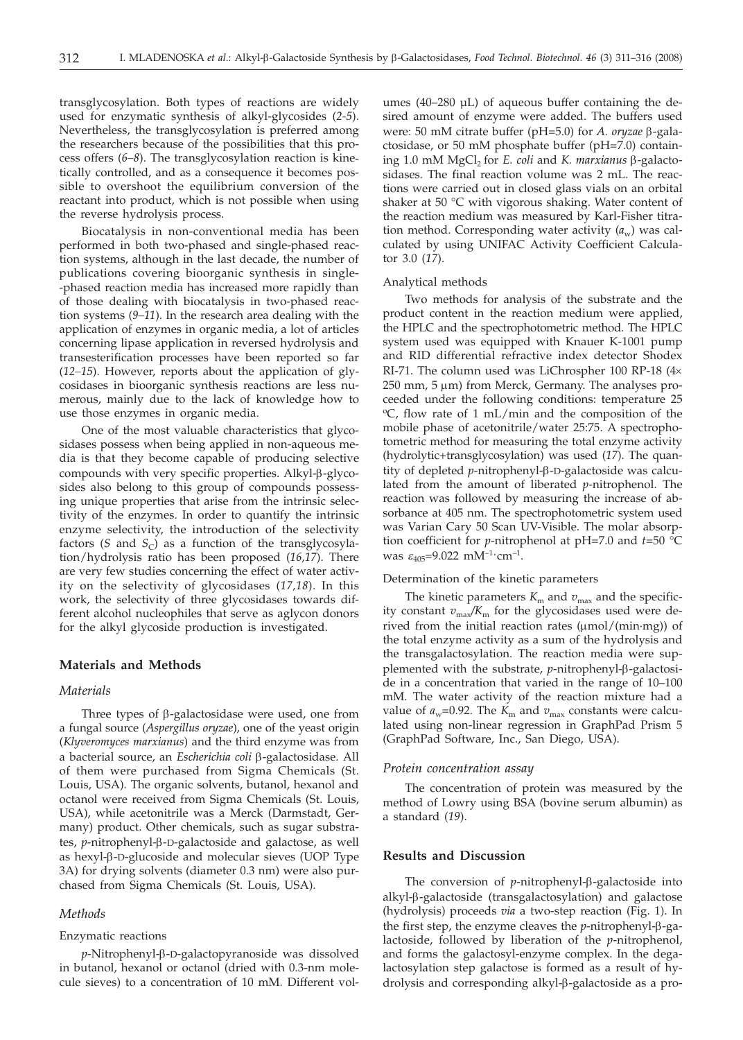transglycosylation. Both types of reactions are widely used for enzymatic synthesis of alkyl-glycosides (*2-5*). Nevertheless, the transglycosylation is preferred among the researchers because of the possibilities that this process offers (*6–8*). The transglycosylation reaction is kinetically controlled, and as a consequence it becomes possible to overshoot the equilibrium conversion of the reactant into product, which is not possible when using the reverse hydrolysis process.

Biocatalysis in non-conventional media has been performed in both two-phased and single-phased reaction systems, although in the last decade, the number of publications covering bioorganic synthesis in single-phased reaction media has increased more rapidly than of those dealing with biocatalysis in two-phased reaction systems (*9–11*). In the research area dealing with the application of enzymes in organic media, a lot of articles concerning lipase application in reversed hydrolysis and transesterification processes have been reported so far (*12–15*). However, reports about the application of glycosidases in bioorganic synthesis reactions are less numerous, mainly due to the lack of knowledge how to use those enzymes in organic media.

One of the most valuable characteristics that glycosidases possess when being applied in non-aqueous media is that they become capable of producing selective compounds with very specific properties. Alkyl-β-glycosides also belong to this group of compounds possessing unique properties that arise from the intrinsic selectivity of the enzymes. In order to quantify the intrinsic enzyme selectivity, the introduction of the selectivity factors ($S$ and $S_C$) as a function of the transglycosylation/hydrolysis ratio has been proposed (*16,17*). There are very few studies concerning the effect of water activity on the selectivity of glycosidases (*17,18*). In this work, the selectivity of three glycosidases towards different alcohol nucleophiles that serve as aglycon donors for the alkyl glycoside production is investigated.

## Materials and Methods

### *Materials*

Three types of β-galactosidase were used, one from a fungal source (*Aspergillus oryzae*), one of the yeast origin (*Klyveromyces marxianus*) and the third enzyme was from a bacterial source, an *Escherichia coli* β-galactosidase. All of them were purchased from Sigma Chemicals (St. Louis, USA). The organic solvents, butanol, hexanol and octanol were received from Sigma Chemicals (St. Louis, USA), while acetonitrile was a Merck (Darmstadt, Germany) product. Other chemicals, such as sugar substrates, *p*-nitrophenyl-β-D-galactoside and galactose, as well as hexyl-β-D-glucoside and molecular sieves (UOP Type 3A) for drying solvents (diameter 0.3 nm) were also purchased from Sigma Chemicals (St. Louis, USA).

### *Methods*

#### Enzymatic reactions

*p*-Nitrophenyl-β-D-galactopyranoside was dissolved in butanol, hexanol or octanol (dried with 0.3-nm molecule sieves) to a concentration of 10 mM. Different volumes (40–280 μL) of aqueous buffer containing the desired amount of enzyme were added. The buffers used were: 50 mM citrate buffer (pH=5.0) for *A. oryzae* β-galactosidase, or 50 mM phosphate buffer (pH=7.0) containing 1.0 mM $MgCl_2$ for *E. coli* and *K. marxianus* β-galactosidases. The final reaction volume was 2 mL. The reactions were carried out in closed glass vials on an orbital shaker at 50 °C with vigorous shaking. Water content of the reaction medium was measured by Karl-Fisher titration method. Corresponding water activity ($a_w$) was calculated by using UNIFAC Activity Coefficient Calculator 3.0 (*17*).

#### Analytical methods

Two methods for analysis of the substrate and the product content in the reaction medium were applied, the HPLC and the spectrophotometric method. The HPLC system used was equipped with Knauer K-1001 pump and RID differential refractive index detector Shodex RI-71. The column used was LiChrospher 100 RP-18 (4× 250 mm, 5 μm) from Merck, Germany. The analyses proceeded under the following conditions: temperature 25 °C, flow rate of 1 mL/min and the composition of the mobile phase of acetonitrile/water 25:75. A spectrophotometric method for measuring the total enzyme activity (hydrolytic+transglycosylation) was used (*17*). The quantity of depleted *p*-nitrophenyl-β-D-galactoside was calculated from the amount of liberated *p*-nitrophenol. The reaction was followed by measuring the increase of absorbance at 405 nm. The spectrophotometric system used was Varian Cary 50 Scan UV-Visible. The molar absorption coefficient for *p*-nitrophenol at pH=7.0 and $t$=50 °C was $\varepsilon_{405}$=9.022 $mM^{-1}\cdot cm^{-1}$.

#### Determination of the kinetic parameters

The kinetic parameters $K_m$ and $v_{max}$ and the specificity constant $v_{max}/K_m$ for the glycosidases used were derived from the initial reaction rates (μmol/(min·mg)) of the total enzyme activity as a sum of the hydrolysis and the transgalactosylation. The reaction media were supplemented with the substrate, *p*-nitrophenyl-β-galactoside in a concentration that varied in the range of 10–100 mM. The water activity of the reaction mixture had a value of $a_w$=0.92. The $K_m$ and $v_{max}$ constants were calculated using non-linear regression in GraphPad Prism 5 (GraphPad Software, Inc., San Diego, USA).

### *Protein concentration assay*

The concentration of protein was measured by the method of Lowry using BSA (bovine serum albumin) as a standard (*19*).

## Results and Discussion

The conversion of *p*-nitrophenyl-β-galactoside into alkyl-β-galactoside (transgalactosylation) and galactose (hydrolysis) proceeds *via* a two-step reaction (Fig. 1). In the first step, the enzyme cleaves the *p*-nitrophenyl-β-galactoside, followed by liberation of the *p*-nitrophenol, and forms the galactosyl-enzyme complex. In the degalactosylation step galactose is formed as a result of hydrolysis and corresponding alkyl-β-galactoside as a pro-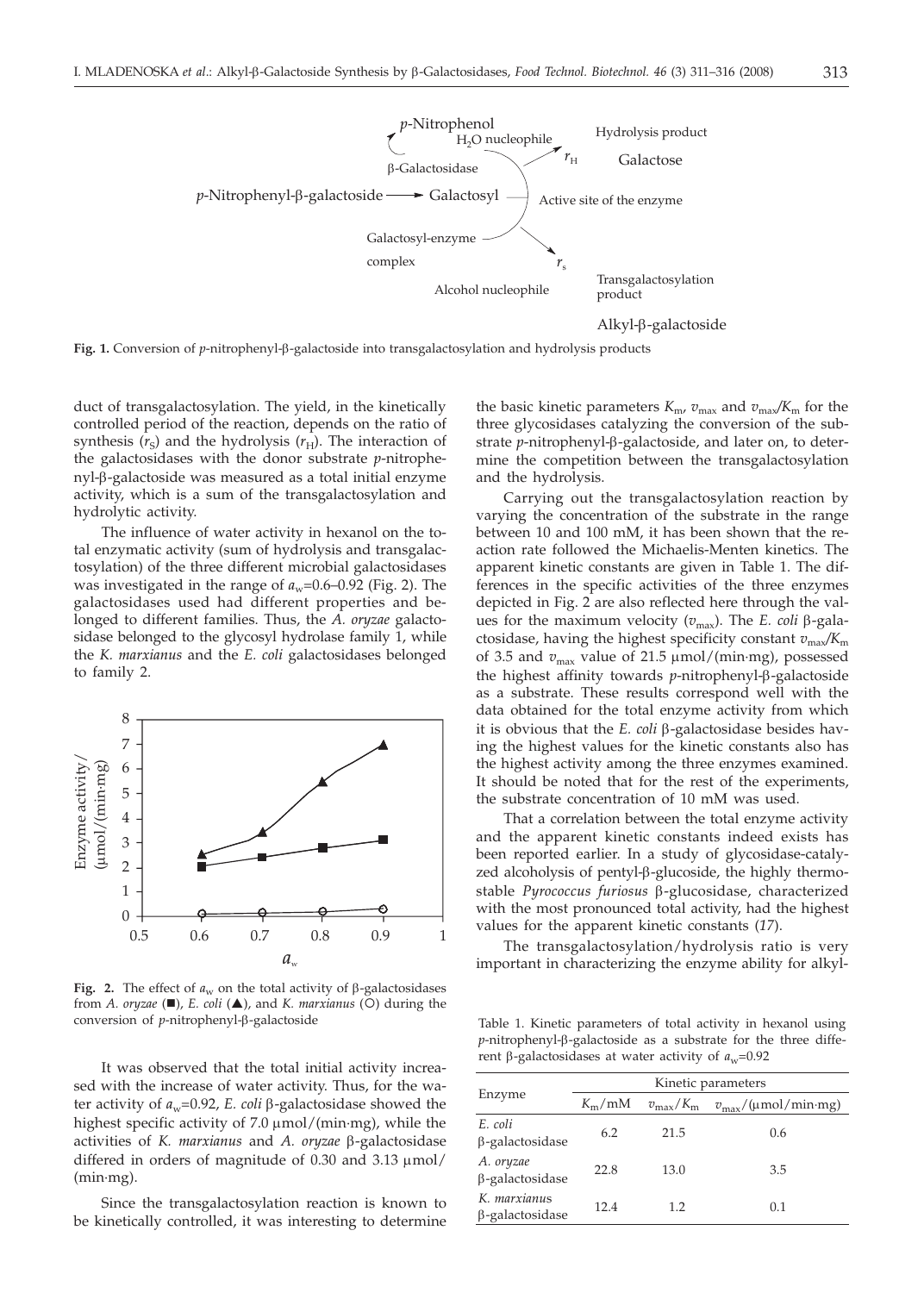**Fig. 1.** Conversion of *p*-nitrophenyl-β-galactoside into transgalactosylation and hydrolysis products

duct of transgalactosylation. The yield, in the kinetically controlled period of the reaction, depends on the ratio of synthesis ($r_S$) and the hydrolysis ($r_H$). The interaction of the galactosidases with the donor substrate *p*-nitrophenyl-β-galactoside was measured as a total initial enzyme activity, which is a sum of the transgalactosylation and hydrolytic activity.

The influence of water activity in hexanol on the total enzymatic activity (sum of hydrolysis and transgalactosylation) of the three different microbial galactosidases was investigated in the range of $a_w$=0.6–0.92 (Fig. 2). The galactosidases used had different properties and belonged to different families. Thus, the *A. oryzae* galactosidase belonged to the glycosyl hydrolase family 1, while the *K. marxianus* and the *E. coli* galactosidases belonged to family 2.

**Fig. 2.** The effect of $a_w$ on the total activity of β-galactosidases from *A. oryzae* (■), *E. coli* (▲), and *K. marxianus* (○) during the conversion of *p*-nitrophenyl-β-galactoside

It was observed that the total initial activity increased with the increase of water activity. Thus, for the water activity of $a_w$=0.92, *E. coli* β-galactosidase showed the highest specific activity of 7.0 μmol/(min·mg), while the activities of *K. marxianus* and *A. oryzae* β-galactosidase differed in orders of magnitude of 0.30 and 3.13 μmol/(min·mg).

Since the transgalactosylation reaction is known to be kinetically controlled, it was interesting to determine the basic kinetic parameters $K_m$, $v_{max}$ and $v_{max}/K_m$ for the three glycosidases catalyzing the conversion of the substrate *p*-nitrophenyl-β-galactoside, and later on, to determine the competition between the transgalactosylation and the hydrolysis.

Carrying out the transgalactosylation reaction by varying the concentration of the substrate in the range between 10 and 100 mM, it has been shown that the reaction rate followed the Michaelis-Menten kinetics. The apparent kinetic constants are given in Table 1. The differences in the specific activities of the three enzymes depicted in Fig. 2 are also reflected here through the values for the maximum velocity ($v_{max}$). The *E. coli* β-galactosidase, having the highest specificity constant $v_{max}/K_m$ of 3.5 and $v_{max}$ value of 21.5 μmol/(min·mg), possessed the highest affinity towards *p*-nitrophenyl-β-galactoside as a substrate. These results correspond well with the data obtained for the total enzyme activity from which it is obvious that the *E. coli* β-galactosidase besides having the highest values for the kinetic constants also has the highest activity among the three enzymes examined. It should be noted that for the rest of the experiments, the substrate concentration of 10 mM was used.

That a correlation between the total enzyme activity and the apparent kinetic constants indeed exists has been reported earlier. In a study of glycosidase-catalyzed alcoholysis of pentyl-β-glucoside, the highly thermostable *Pyrococcus furiosus* β-glucosidase, characterized with the most pronounced total activity, had the highest values for the apparent kinetic constants (*17*).

The transgalactosylation/hydrolysis ratio is very important in characterizing the enzyme ability for alkyl-

Table 1. Kinetic parameters of total activity in hexanol using *p*-nitrophenyl-β-galactoside as a substrate for the three different β-galactosidases at water activity of $a_w$=0.92

| Enzyme | Kinetic parameters | | |
|---|---|---|---|
| | $K_m$/mM | $v_{max}/K_m$ | $v_{max}$/(μmol/min·mg) |
| *E. coli* β-galactosidase | 6.2 | 21.5 | 0.6 |
| *A. oryzae* β-galactosidase | 22.8 | 13.0 | 3.5 |
| *K. marxianus* β-galactosidase | 12.4 | 1.2 | 0.1 |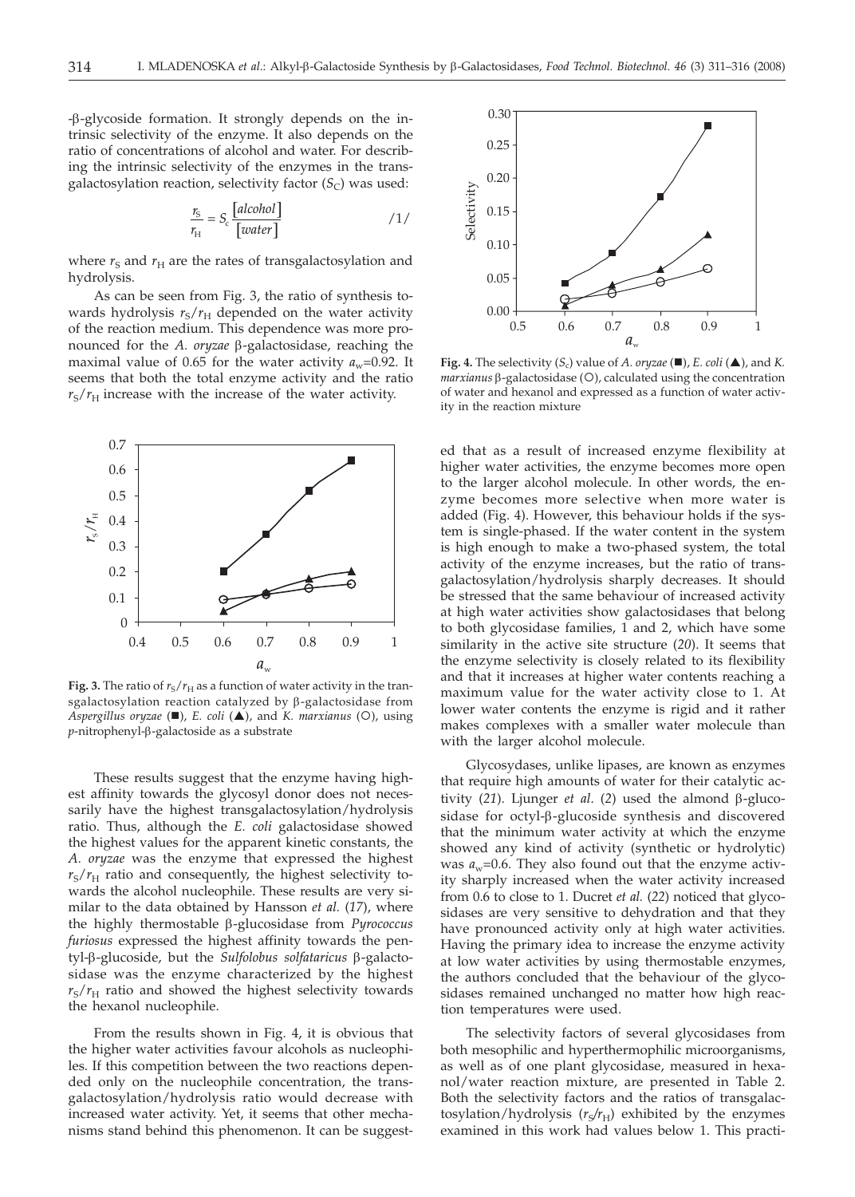-β-glycoside formation. It strongly depends on the intrinsic selectivity of the enzyme. It also depends on the ratio of concentrations of alcohol and water. For describing the intrinsic selectivity of the enzymes in the transgalactosylation reaction, selectivity factor ($S_C$) was used:

$$\frac{r_S}{r_H} = S_c \frac{[alcohol]}{[water]} \qquad /1/$$

where $r_S$ and $r_H$ are the rates of transgalactosylation and hydrolysis.

As can be seen from Fig. 3, the ratio of synthesis towards hydrolysis $r_S/r_H$ depended on the water activity of the reaction medium. This dependence was more pronounced for the *A. oryzae* β-galactosidase, reaching the maximal value of 0.65 for the water activity $a_w$=0.92. It seems that both the total enzyme activity and the ratio $r_S/r_H$ increase with the increase of the water activity.

**Fig. 3.** The ratio of $r_S/r_H$ as a function of water activity in the transgalactosylation reaction catalyzed by β-galactosidase from *Aspergillus oryzae* (■), *E. coli* (▲), and *K. marxianus* (○), using *p*-nitrophenyl-β-galactoside as a substrate

These results suggest that the enzyme having highest affinity towards the glycosyl donor does not necessarily have the highest transgalactosylation/hydrolysis ratio. Thus, although the *E. coli* galactosidase showed the highest values for the apparent kinetic constants, the *A. oryzae* was the enzyme that expressed the highest $r_S/r_H$ ratio and consequently, the highest selectivity towards the alcohol nucleophile. These results are very similar to the data obtained by Hansson *et al.* (*17*), where the highly thermostable β-glucosidase from *Pyrococcus furiosus* expressed the highest affinity towards the pentyl-β-glucoside, but the *Sulfolobus solfataricus* β-galactosidase was the enzyme characterized by the highest $r_S/r_H$ ratio and showed the highest selectivity towards the hexanol nucleophile.

From the results shown in Fig. 4, it is obvious that the higher water activities favour alcohols as nucleophiles. If this competition between the two reactions depended only on the nucleophile concentration, the transgalactosylation/hydrolysis ratio would decrease with increased water activity. Yet, it seems that other mechanisms stand behind this phenomenon. It can be suggested that as a result of increased enzyme flexibility at higher water activities, the enzyme becomes more open to the larger alcohol molecule. In other words, the enzyme becomes more selective when more water is added (Fig. 4). However, this behaviour holds if the system is single-phased. If the water content in the system is high enough to make a two-phased system, the total activity of the enzyme increases, but the ratio of transgalactosylation/hydrolysis sharply decreases. It should be stressed that the same behaviour of increased activity at high water activities show galactosidases that belong to both glycosidase families, 1 and 2, which have some similarity in the active site structure (*20*). It seems that the enzyme selectivity is closely related to its flexibility and that it increases at higher water contents reaching a maximum value for the water activity close to 1. At lower water contents the enzyme is rigid and it rather makes complexes with a smaller water molecule than with the larger alcohol molecule.

**Fig. 4.** The selectivity ($S_c$) value of *A. oryzae* (■), *E. coli* (▲), and *K. marxianus* β-galactosidase (○), calculated using the concentration of water and hexanol and expressed as a function of water activity in the reaction mixture

Glycosydases, unlike lipases, are known as enzymes that require high amounts of water for their catalytic activity (*21*). Ljunger *et al*. (*2*) used the almond β-glucosidase for octyl-β-glucoside synthesis and discovered that the minimum water activity at which the enzyme showed any kind of activity (synthetic or hydrolytic) was $a_w$=0.6. They also found out that the enzyme activity sharply increased when the water activity increased from 0.6 to close to 1. Ducret *et al.* (*22*) noticed that glycosidases are very sensitive to dehydration and that they have pronounced activity only at high water activities. Having the primary idea to increase the enzyme activity at low water activities by using thermostable enzymes, the authors concluded that the behaviour of the glycosidases remained unchanged no matter how high reaction temperatures were used.

The selectivity factors of several glycosidases from both mesophilic and hyperthermophilic microorganisms, as well as of one plant glycosidase, measured in hexanol/water reaction mixture, are presented in Table 2. Both the selectivity factors and the ratios of transgalactosylation/hydrolysis ($r_S/r_H$) exhibited by the enzymes examined in this work had values below 1. This practi-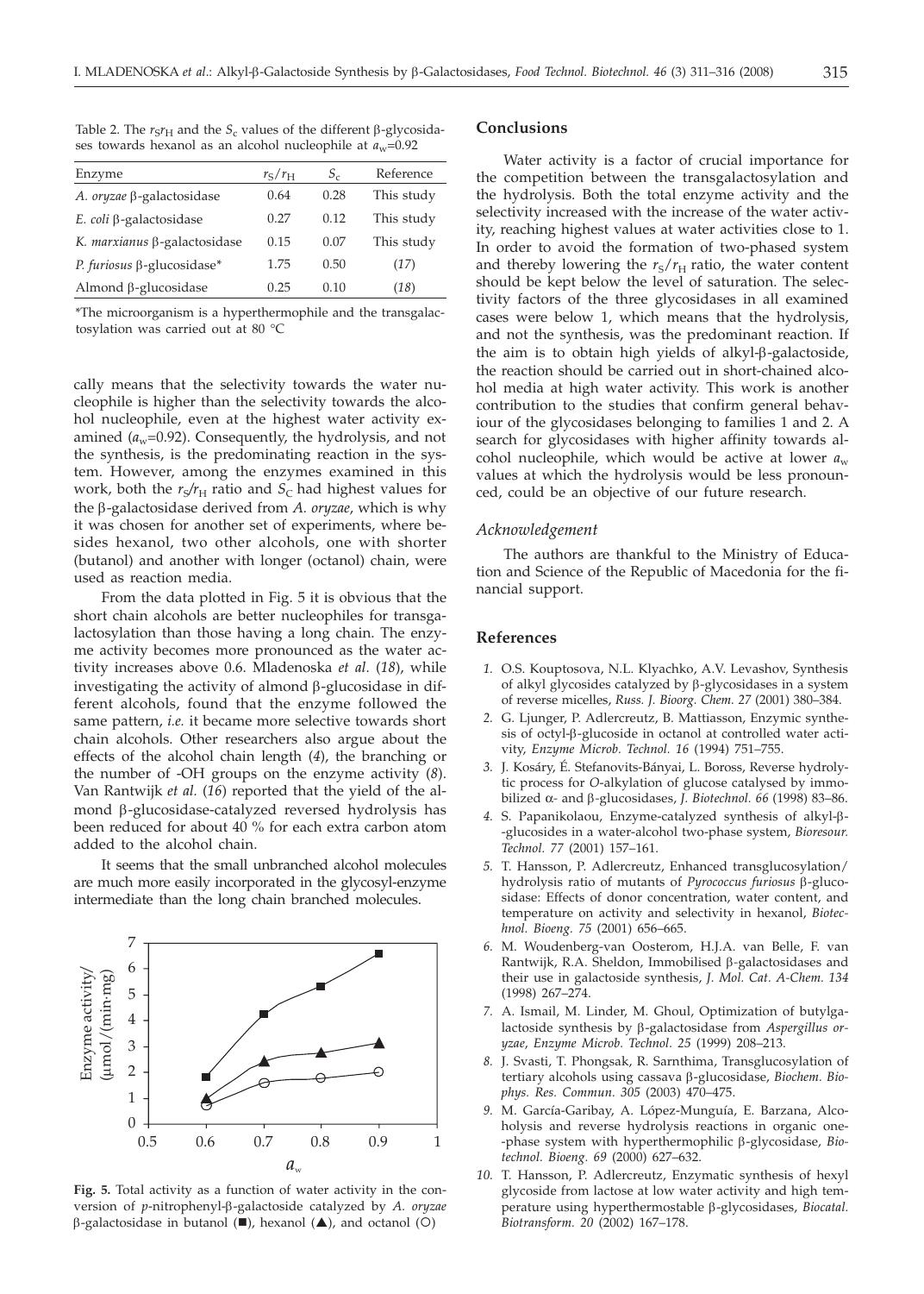Table 2. The $r_S r_H$ and the $S_c$ values of the different β-glycosidases towards hexanol as an alcohol nucleophile at $a_w$=0.92

| Enzyme | $r_S/r_H$ | $S_c$ | Reference |
|---|---|---|---|
| *A. oryzae* β-galactosidase | 0.64 | 0.28 | This study |
| *E. coli* β-galactosidase | 0.27 | 0.12 | This study |
| *K. marxianus* β-galactosidase | 0.15 | 0.07 | This study |
| *P. furiosus* β-glucosidase* | 1.75 | 0.50 | (*17*) |
| Almond β-glucosidase | 0.25 | 0.10 | (*18*) |

*The microorganism is a hyperthermophile and the transgalactosylation was carried out at 80 °C

cally means that the selectivity towards the water nucleophile is higher than the selectivity towards the alcohol nucleophile, even at the highest water activity examined ($a_w$=0.92). Consequently, the hydrolysis, and not the synthesis, is the predominating reaction in the system. However, among the enzymes examined in this work, both the $r_S/r_H$ ratio and $S_C$ had highest values for the β-galactosidase derived from *A. oryzae*, which is why it was chosen for another set of experiments, where besides hexanol, two other alcohols, one with shorter (butanol) and another with longer (octanol) chain, were used as reaction media.

From the data plotted in Fig. 5 it is obvious that the short chain alcohols are better nucleophiles for transgalactosylation than those having a long chain. The enzyme activity becomes more pronounced as the water activity increases above 0.6. Mladenoska *et al*. (*18*), while investigating the activity of almond β-glucosidase in different alcohols, found that the enzyme followed the same pattern, *i.e.* it became more selective towards short chain alcohols. Other researchers also argue about the effects of the alcohol chain length (*4*), the branching or the number of -OH groups on the enzyme activity (*8*). Van Rantwijk *et al.* (*16*) reported that the yield of the almond β-glucosidase-catalyzed reversed hydrolysis has been reduced for about 40 % for each extra carbon atom added to the alcohol chain.

It seems that the small unbranched alcohol molecules are much more easily incorporated in the glycosyl-enzyme intermediate than the long chain branched molecules.

**Fig. 5.** Total activity as a function of water activity in the conversion of *p*-nitrophenyl-β-galactoside catalyzed by *A. oryzae* β-galactosidase in butanol (■), hexanol (▲), and octanol (○)

## Conclusions

Water activity is a factor of crucial importance for the competition between the transgalactosylation and the hydrolysis. Both the total enzyme activity and the selectivity increased with the increase of the water activity, reaching highest values at water activities close to 1. In order to avoid the formation of two-phased system and thereby lowering the $r_S/r_H$ ratio, the water content should be kept below the level of saturation. The selectivity factors of the three glycosidases in all examined cases were below 1, which means that the hydrolysis, and not the synthesis, was the predominant reaction. If the aim is to obtain high yields of alkyl-β-galactoside, the reaction should be carried out in short-chained alcohol media at high water activity. This work is another contribution to the studies that confirm general behaviour of the glycosidases belonging to families 1 and 2. A search for glycosidases with higher affinity towards alcohol nucleophile, which would be active at lower $a_w$ values at which the hydrolysis would be less pronounced, could be an objective of our future research.

### *Acknowledgement*

The authors are thankful to the Ministry of Education and Science of the Republic of Macedonia for the financial support.

## References

1. O.S. Kouptosova, N.L. Klyachko, A.V. Levashov, Synthesis of alkyl glycosides catalyzed by β-glycosidases in a system of reverse micelles, *Russ. J. Bioorg. Chem. 27* (2001) 380–384.
2. G. Ljunger, P. Adlercreutz, B. Mattiasson, Enzymic synthesis of octyl-β-glucoside in octanol at controlled water activity, *Enzyme Microb. Technol. 16* (1994) 751–755.
3. J. Kosáry, É. Stefanovits-Bányai, L. Boross, Reverse hydrolytic process for *O*-alkylation of glucose catalysed by immobilized α- and β-glucosidases, *J. Biotechnol. 66* (1998) 83–86.
4. S. Papanikolaou, Enzyme-catalyzed synthesis of alkyl-β-glucosides in a water-alcohol two-phase system, *Bioresour. Technol. 77* (2001) 157–161.
5. T. Hansson, P. Adlercreutz, Enhanced transglucosylation/hydrolysis ratio of mutants of *Pyrococcus furiosus* β-glucosidase: Effects of donor concentration, water content, and temperature on activity and selectivity in hexanol, *Biotechnol. Bioeng. 75* (2001) 656–665.
6. M. Woudenberg-van Oosterom, H.J.A. van Belle, F. van Rantwijk, R.A. Sheldon, Immobilised β-galactosidases and their use in galactoside synthesis, *J. Mol. Cat. A-Chem. 134* (1998) 267–274.
7. A. Ismail, M. Linder, M. Ghoul, Optimization of butylgalactoside synthesis by β-galactosidase from *Aspergillus oryzae*, *Enzyme Microb. Technol. 25* (1999) 208–213.
8. J. Svasti, T. Phongsak, R. Sarnthima, Transglucosylation of tertiary alcohols using cassava β-glucosidase, *Biochem. Biophys. Res. Commun. 305* (2003) 470–475.
9. M. García-Garibay, A. López-Munguía, E. Barzana, Alcoholysis and reverse hydrolysis reactions in organic one-phase system with hyperthermophilic β-glycosidase, *Biotechnol. Bioeng. 69* (2000) 627–632.
10. T. Hansson, P. Adlercreutz, Enzymatic synthesis of hexyl glycoside from lactose at low water activity and high temperature using hyperthermostable β-glycosidases, *Biocatal. Biotransform. 20* (2002) 167–178.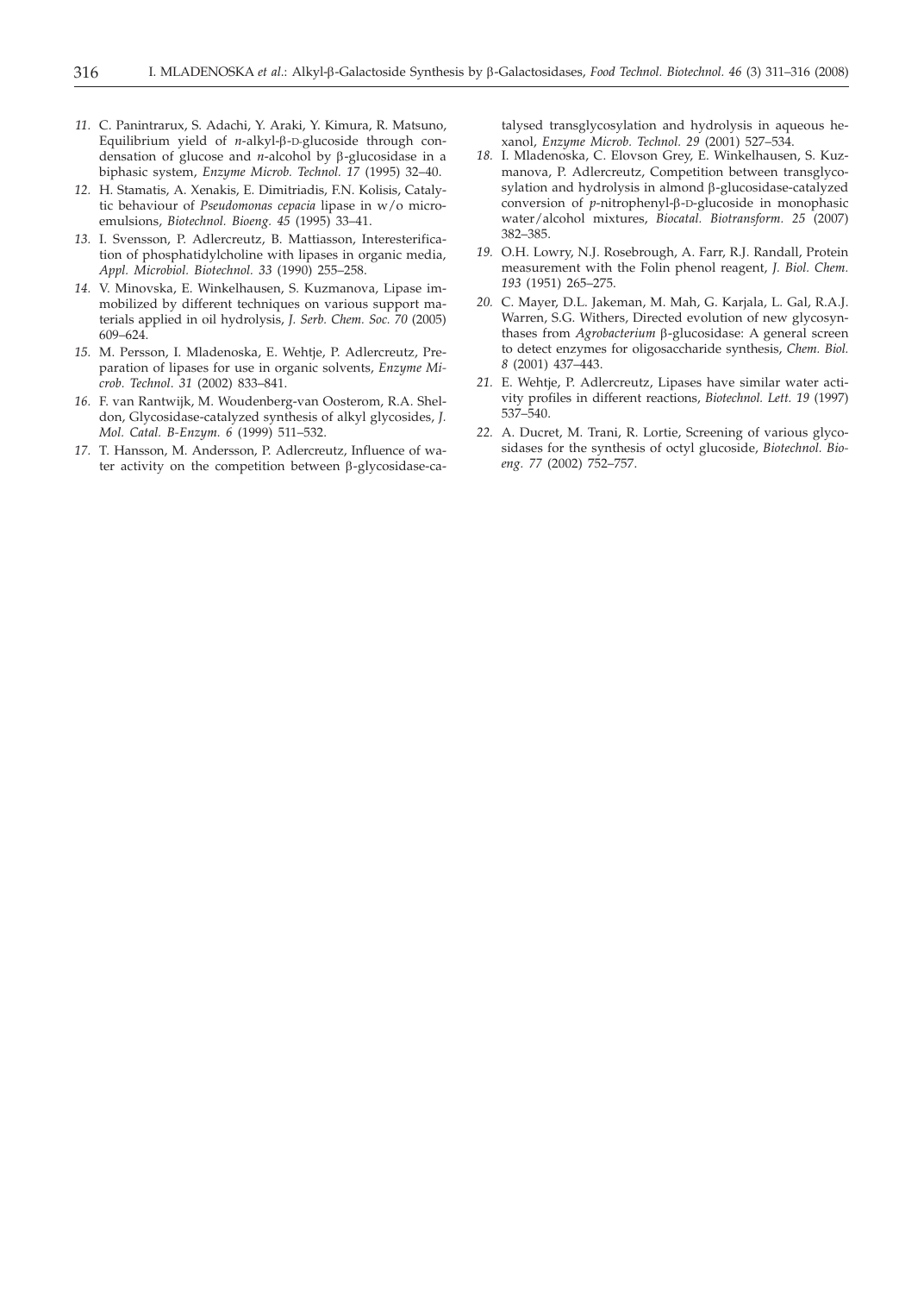*11.* C. Panintrarux, S. Adachi, Y. Araki, Y. Kimura, R. Matsuno, Equilibrium yield of *n*-alkyl-β-D-glucoside through condensation of glucose and *n*-alcohol by β-glucosidase in a biphasic system, *Enzyme Microb. Technol. 17* (1995) 32–40.

*12.* H. Stamatis, A. Xenakis, E. Dimitriadis, F.N. Kolisis, Catalytic behaviour of *Pseudomonas cepacia* lipase in w/o microemulsions, *Biotechnol. Bioeng. 45* (1995) 33–41.

*13.* I. Svensson, P. Adlercreutz, B. Mattiasson, Interesterification of phosphatidylcholine with lipases in organic media, *Appl. Microbiol. Biotechnol. 33* (1990) 255–258.

*14.* V. Minovska, E. Winkelhausen, S. Kuzmanova, Lipase immobilized by different techniques on various support materials applied in oil hydrolysis, *J. Serb. Chem. Soc. 70* (2005) 609–624.

*15.* M. Persson, I. Mladenoska, E. Wehtje, P. Adlercreutz, Preparation of lipases for use in organic solvents, *Enzyme Microb. Technol. 31* (2002) 833–841.

*16.* F. van Rantwijk, M. Woudenberg-van Oosterom, R.A. Sheldon, Glycosidase-catalyzed synthesis of alkyl glycosides, *J. Mol. Catal. B-Enzym. 6* (1999) 511–532.

*17.* T. Hansson, M. Andersson, P. Adlercreutz, Influence of water activity on the competition between β-glycosidase-catalysed transglycosylation and hydrolysis in aqueous hexanol, *Enzyme Microb. Technol. 29* (2001) 527–534.

*18.* I. Mladenoska, C. Elovson Grey, E. Winkelhausen, S. Kuzmanova, P. Adlercreutz, Competition between transglycosylation and hydrolysis in almond β-glucosidase-catalyzed conversion of *p*-nitrophenyl-β-D-glucoside in monophasic water/alcohol mixtures, *Biocatal. Biotransform. 25* (2007) 382–385.

*19.* O.H. Lowry, N.J. Rosebrough, A. Farr, R.J. Randall, Protein measurement with the Folin phenol reagent, *J. Biol. Chem. 193* (1951) 265–275.

*20.* C. Mayer, D.L. Jakeman, M. Mah, G. Karjala, L. Gal, R.A.J. Warren, S.G. Withers, Directed evolution of new glycosynthases from *Agrobacterium* β-glucosidase: A general screen to detect enzymes for oligosaccharide synthesis, *Chem. Biol. 8* (2001) 437–443.

*21.* E. Wehtje, P. Adlercreutz, Lipases have similar water activity profiles in different reactions, *Biotechnol. Lett. 19* (1997) 537–540.

*22.* A. Ducret, M. Trani, R. Lortie, Screening of various glycosidases for the synthesis of octyl glucoside, *Biotechnol. Bioeng. 77* (2002) 752–757.